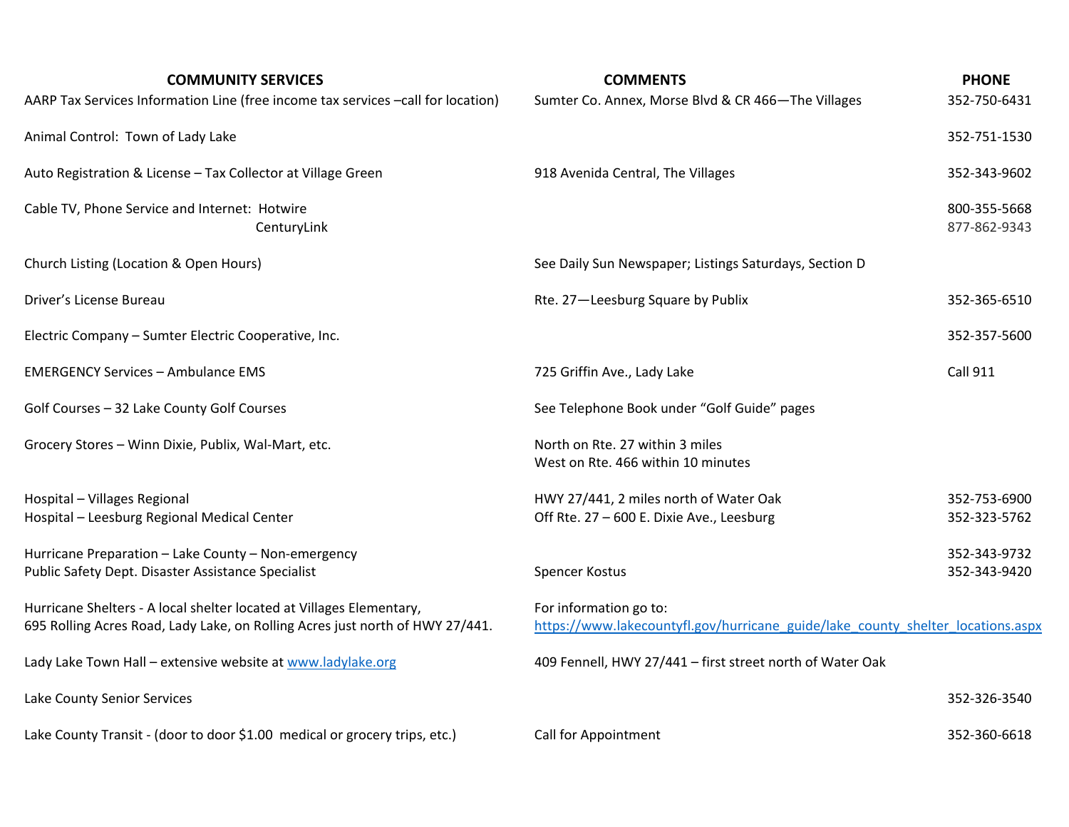| COMMUNITY SERVICES | COMMENTS | PHONE |
|---|---|---|
| AARP Tax Services Information Line (free income tax services –call for location) | Sumter Co. Annex, Morse Blvd & CR 466—The Villages | 352-750-6431 |
| Animal Control: Town of Lady Lake | | 352-751-1530 |
| Auto Registration & License – Tax Collector at Village Green | 918 Avenida Central, The Villages | 352-343-9602 |
| Cable TV, Phone Service and Internet: Hotwire | | 800-355-5668 |
| CenturyLink | | 877-862-9343 |
| Church Listing (Location & Open Hours) | See Daily Sun Newspaper; Listings Saturdays, Section D | |
| Driver's License Bureau | Rte. 27—Leesburg Square by Publix | 352-365-6510 |
| Electric Company – Sumter Electric Cooperative, Inc. | | 352-357-5600 |
| EMERGENCY Services – Ambulance EMS | 725 Griffin Ave., Lady Lake | Call 911 |
| Golf Courses – 32 Lake County Golf Courses | See Telephone Book under "Golf Guide" pages | |
| Grocery Stores – Winn Dixie, Publix, Wal-Mart, etc. | North on Rte. 27 within 3 miles<br>West on Rte. 466 within 10 minutes | |
| Hospital – Villages Regional | HWY 27/441, 2 miles north of Water Oak | 352-753-6900 |
| Hospital – Leesburg Regional Medical Center | Off Rte. 27 – 600 E. Dixie Ave., Leesburg | 352-323-5762 |
| Hurricane Preparation – Lake County – Non-emergency | | 352-343-9732 |
| Public Safety Dept. Disaster Assistance Specialist | Spencer Kostus | 352-343-9420 |
| Hurricane Shelters - A local shelter located at Villages Elementary, 695 Rolling Acres Road, Lady Lake, on Rolling Acres just north of HWY 27/441. | For information go to: https://www.lakecountyfl.gov/hurricane_guide/lake_county_shelter_locations.aspx | |
| Lady Lake Town Hall – extensive website at www.ladylake.org | 409 Fennell, HWY 27/441 – first street north of Water Oak | |
| Lake County Senior Services | | 352-326-3540 |
| Lake County Transit - (door to door $1.00 medical or grocery trips, etc.) | Call for Appointment | 352-360-6618 |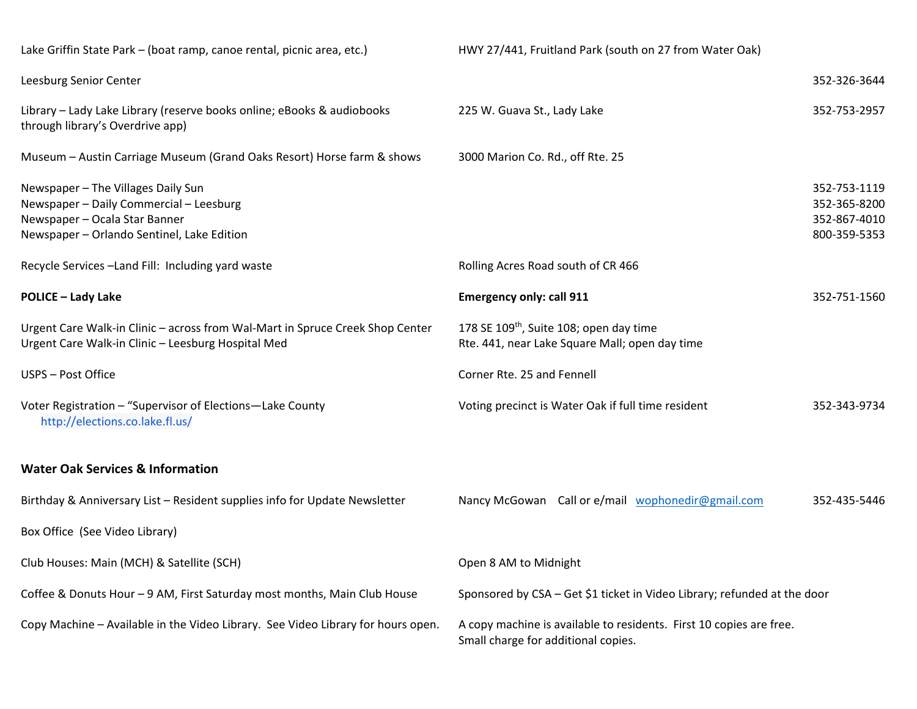| | | |
|---|---|---|
| Lake Griffin State Park – (boat ramp, canoe rental, picnic area, etc.) | HWY 27/441, Fruitland Park (south on 27 from Water Oak) | |
| Leesburg Senior Center | | 352-326-3644 |
| Library – Lady Lake Library (reserve books online; eBooks & audiobooks through library's Overdrive app) | 225 W. Guava St., Lady Lake | 352-753-2957 |
| Museum – Austin Carriage Museum (Grand Oaks Resort) Horse farm & shows | 3000 Marion Co. Rd., off Rte. 25 | |
| Newspaper – The Villages Daily Sun | | 352-753-1119 |
| Newspaper – Daily Commercial – Leesburg | | 352-365-8200 |
| Newspaper – Ocala Star Banner | | 352-867-4010 |
| Newspaper – Orlando Sentinel, Lake Edition | | 800-359-5353 |
| Recycle Services –Land Fill: Including yard waste | Rolling Acres Road south of CR 466 | |
| **POLICE – Lady Lake** | **Emergency only: call 911** | 352-751-1560 |
| Urgent Care Walk-in Clinic – across from Wal-Mart in Spruce Creek Shop Center | 178 SE 109th, Suite 108; open day time | |
| Urgent Care Walk-in Clinic – Leesburg Hospital Med | Rte. 441, near Lake Square Mall; open day time | |
| USPS – Post Office | Corner Rte. 25 and Fennell | |
| Voter Registration – "Supervisor of Elections—Lake County http://elections.co.lake.fl.us/ | Voting precinct is Water Oak if full time resident | 352-343-9734 |

## Water Oak Services & Information

| | | |
|---|---|---|
| Birthday & Anniversary List – Resident supplies info for Update Newsletter | Nancy McGowan Call or e/mail wophonedir@gmail.com | 352-435-5446 |
| Box Office (See Video Library) | | |
| Club Houses: Main (MCH) & Satellite (SCH) | Open 8 AM to Midnight | |
| Coffee & Donuts Hour – 9 AM, First Saturday most months, Main Club House | Sponsored by CSA – Get $1 ticket in Video Library; refunded at the door | |
| Copy Machine – Available in the Video Library. See Video Library for hours open. | A copy machine is available to residents. First 10 copies are free. Small charge for additional copies. | |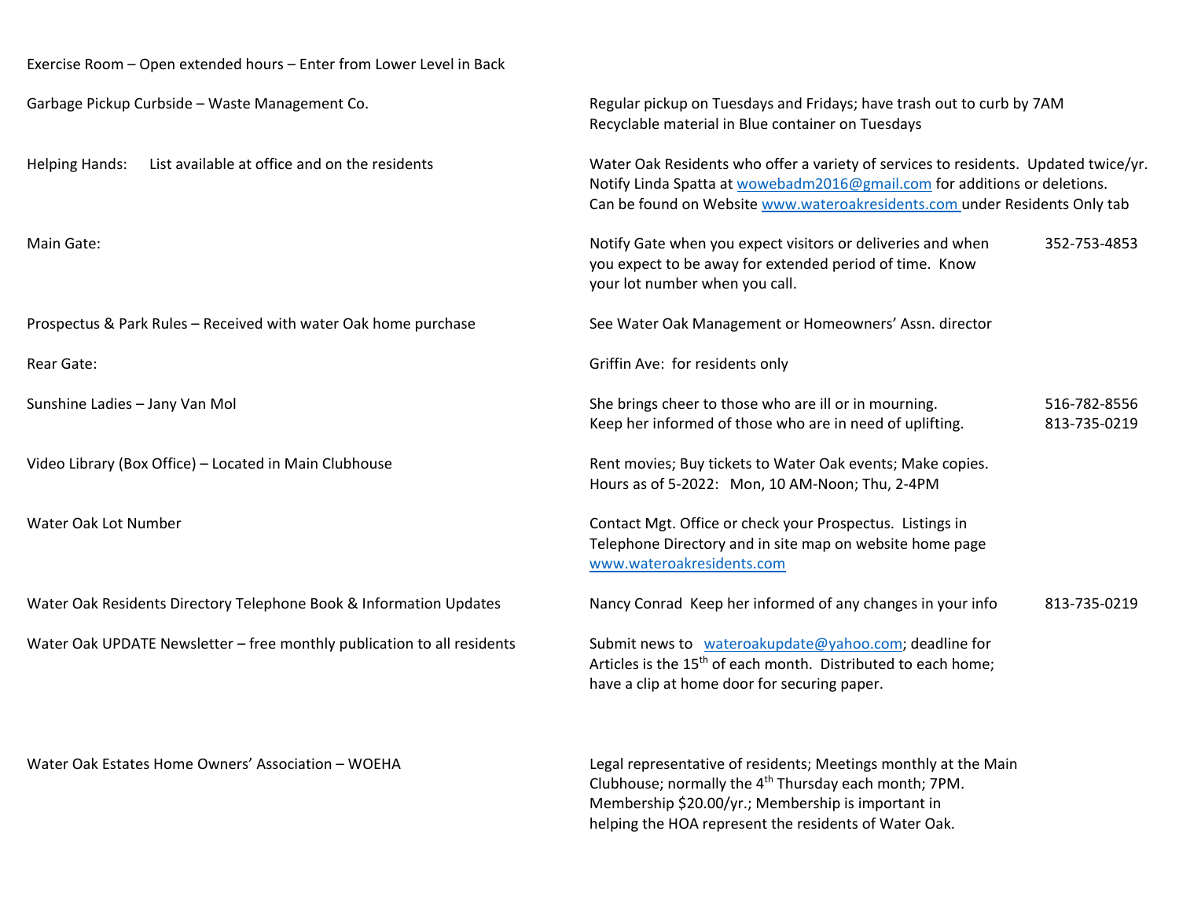Exercise Room – Open extended hours – Enter from Lower Level in Back

| | | |
|---|---|---|
| Garbage Pickup Curbside – Waste Management Co. | Regular pickup on Tuesdays and Fridays; have trash out to curb by 7AM<br>Recyclable material in Blue container on Tuesdays | |
| Helping Hands: List available at office and on the residents | Water Oak Residents who offer a variety of services to residents. Updated twice/yr.<br>Notify Linda Spatta at wowebadm2016@gmail.com for additions or deletions.<br>Can be found on Website www.wateroakresidents.com under Residents Only tab | |
| Main Gate: | Notify Gate when you expect visitors or deliveries and when you expect to be away for extended period of time. Know your lot number when you call. | 352-753-4853 |
| Prospectus & Park Rules – Received with water Oak home purchase | See Water Oak Management or Homeowners' Assn. director | |
| Rear Gate: | Griffin Ave: for residents only | |
| Sunshine Ladies – Jany Van Mol | She brings cheer to those who are ill or in mourning.<br>Keep her informed of those who are in need of uplifting. | 516-782-8556<br>813-735-0219 |
| Video Library (Box Office) – Located in Main Clubhouse | Rent movies; Buy tickets to Water Oak events; Make copies.<br>Hours as of 5-2022: Mon, 10 AM-Noon; Thu, 2-4PM | |
| Water Oak Lot Number | Contact Mgt. Office or check your Prospectus. Listings in Telephone Directory and in site map on website home page www.wateroakresidents.com | |
| Water Oak Residents Directory Telephone Book & Information Updates | Nancy Conrad Keep her informed of any changes in your info | 813-735-0219 |
| Water Oak UPDATE Newsletter – free monthly publication to all residents | Submit news to wateroakupdate@yahoo.com; deadline for Articles is the 15th of each month. Distributed to each home; have a clip at home door for securing paper. | |
| Water Oak Estates Home Owners' Association – WOEHA | Legal representative of residents; Meetings monthly at the Main Clubhouse; normally the 4th Thursday each month; 7PM.<br>Membership $20.00/yr.; Membership is important in helping the HOA represent the residents of Water Oak. | |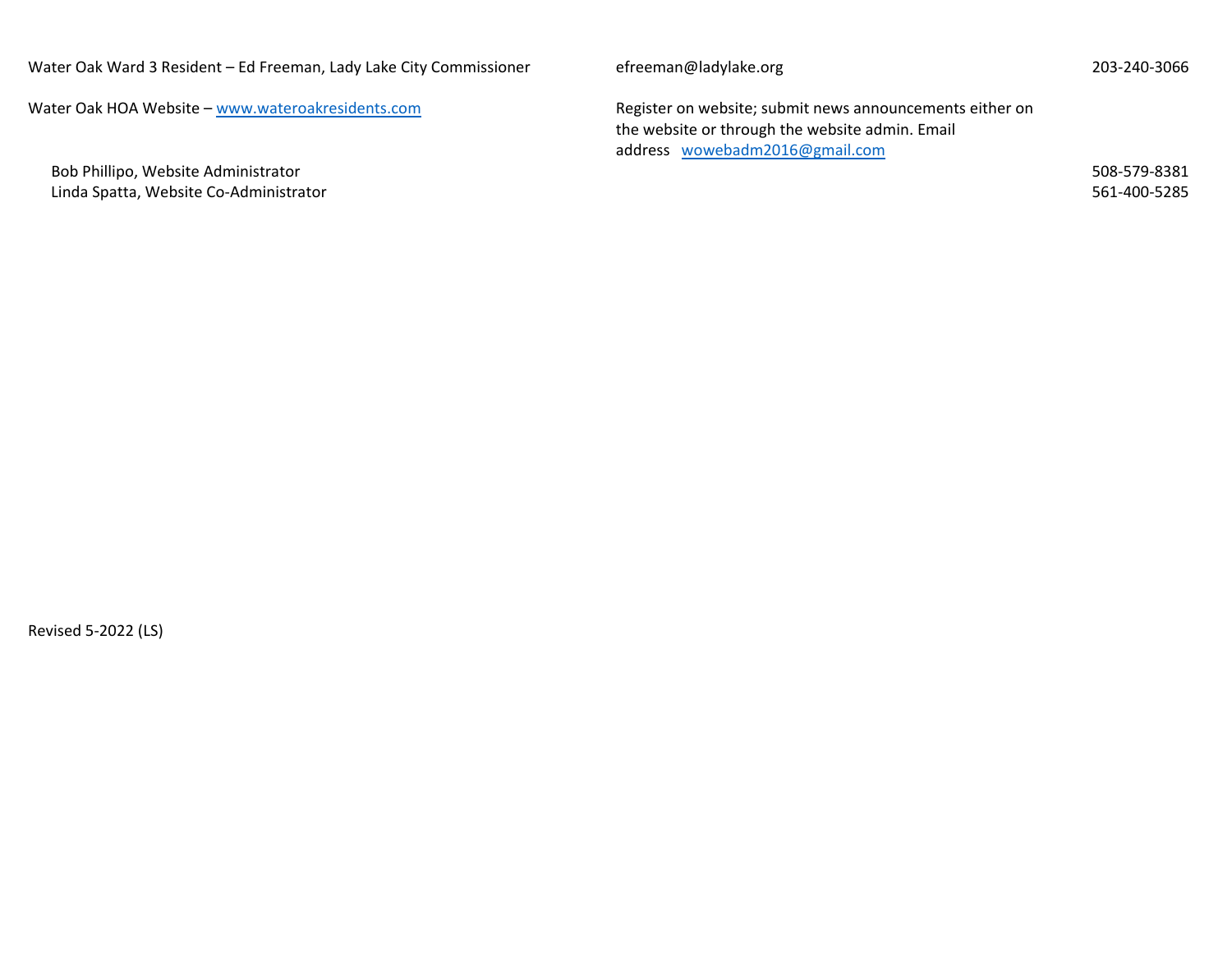| | | |
|---|---|---|
| Water Oak Ward 3 Resident – Ed Freeman, Lady Lake City Commissioner | efreeman@ladylake.org | 203-240-3066 |
| Water Oak HOA Website – www.wateroakresidents.com | Register on website; submit news announcements either on the website or through the website admin. Email address wowebadm2016@gmail.com | |
| Bob Phillipo, Website Administrator | | 508-579-8381 |
| Linda Spatta, Website Co-Administrator | | 561-400-5285 |

Revised 5-2022 (LS)